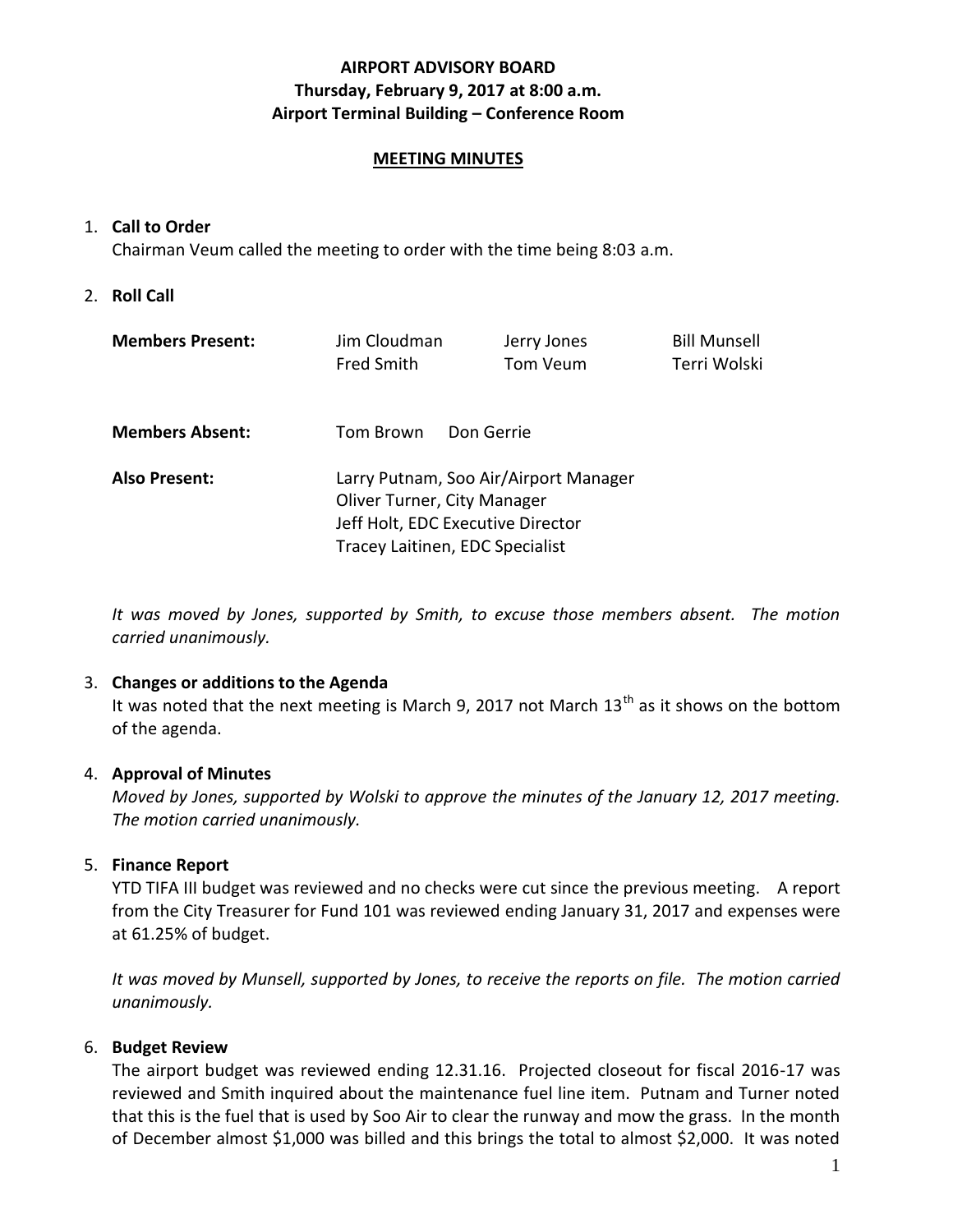# AIRPORT ADVISORY BOARD
## Thursday, February 9, 2017 at 8:00 a.m.
## Airport Terminal Building – Conference Room

**MEETING MINUTES**

1. **Call to Order**
   Chairman Veum called the meeting to order with the time being 8:03 a.m.

2. **Roll Call**

| | | | |
|---|---|---|---|
| **Members Present:** | Jim Cloudman | Jerry Jones | Bill Munsell |
| | Fred Smith | Tom Veum | Terri Wolski |
| **Members Absent:** | Tom Brown | Don Gerrie | |
| **Also Present:** | Larry Putnam, Soo Air/Airport Manager | | |
| | Oliver Turner, City Manager | | |
| | Jeff Holt, EDC Executive Director | | |
| | Tracey Laitinen, EDC Specialist | | |

   *It was moved by Jones, supported by Smith, to excuse those members absent. The motion carried unanimously.*

3. **Changes or additions to the Agenda**
   It was noted that the next meeting is March 9, 2017 not March 13th as it shows on the bottom of the agenda.

4. **Approval of Minutes**
   *Moved by Jones, supported by Wolski to approve the minutes of the January 12, 2017 meeting. The motion carried unanimously.*

5. **Finance Report**
   YTD TIFA III budget was reviewed and no checks were cut since the previous meeting. A report from the City Treasurer for Fund 101 was reviewed ending January 31, 2017 and expenses were at 61.25% of budget.

   *It was moved by Munsell, supported by Jones, to receive the reports on file. The motion carried unanimously.*

6. **Budget Review**
   The airport budget was reviewed ending 12.31.16. Projected closeout for fiscal 2016-17 was reviewed and Smith inquired about the maintenance fuel line item. Putnam and Turner noted that this is the fuel that is used by Soo Air to clear the runway and mow the grass. In the month of December almost $1,000 was billed and this brings the total to almost $2,000. It was noted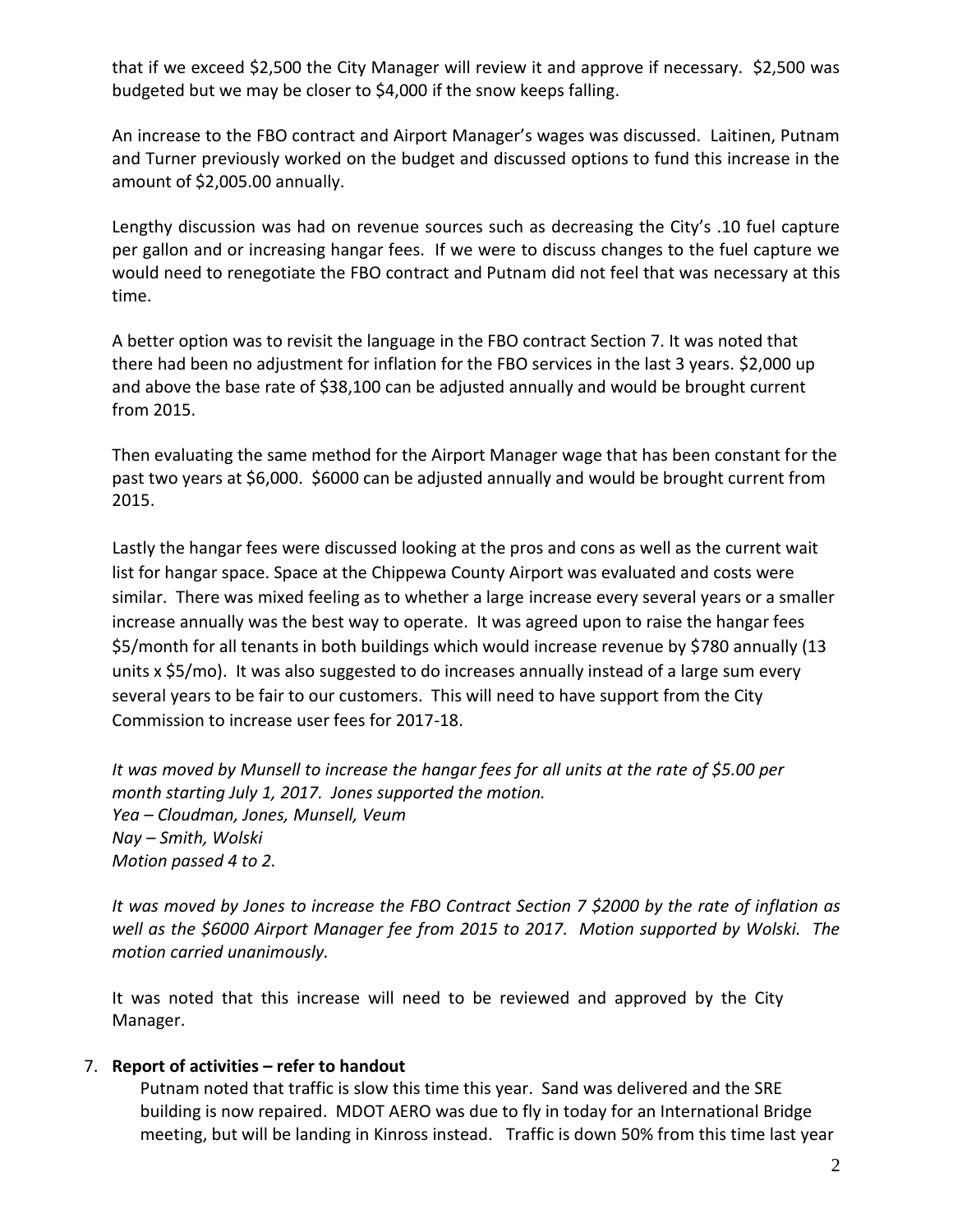that if we exceed $2,500 the City Manager will review it and approve if necessary. $2,500 was budgeted but we may be closer to $4,000 if the snow keeps falling.

An increase to the FBO contract and Airport Manager's wages was discussed. Laitinen, Putnam and Turner previously worked on the budget and discussed options to fund this increase in the amount of $2,005.00 annually.

Lengthy discussion was had on revenue sources such as decreasing the City's .10 fuel capture per gallon and or increasing hangar fees. If we were to discuss changes to the fuel capture we would need to renegotiate the FBO contract and Putnam did not feel that was necessary at this time.

A better option was to revisit the language in the FBO contract Section 7. It was noted that there had been no adjustment for inflation for the FBO services in the last 3 years. $2,000 up and above the base rate of $38,100 can be adjusted annually and would be brought current from 2015.

Then evaluating the same method for the Airport Manager wage that has been constant for the past two years at $6,000. $6000 can be adjusted annually and would be brought current from 2015.

Lastly the hangar fees were discussed looking at the pros and cons as well as the current wait list for hangar space. Space at the Chippewa County Airport was evaluated and costs were similar. There was mixed feeling as to whether a large increase every several years or a smaller increase annually was the best way to operate. It was agreed upon to raise the hangar fees $5/month for all tenants in both buildings which would increase revenue by $780 annually (13 units x $5/mo). It was also suggested to do increases annually instead of a large sum every several years to be fair to our customers. This will need to have support from the City Commission to increase user fees for 2017-18.

*It was moved by Munsell to increase the hangar fees for all units at the rate of $5.00 per month starting July 1, 2017. Jones supported the motion.*
*Yea – Cloudman, Jones, Munsell, Veum*
*Nay – Smith, Wolski*
*Motion passed 4 to 2.*

*It was moved by Jones to increase the FBO Contract Section 7 $2000 by the rate of inflation as well as the $6000 Airport Manager fee from 2015 to 2017. Motion supported by Wolski. The motion carried unanimously.*

It was noted that this increase will need to be reviewed and approved by the City Manager.

7. **Report of activities – refer to handout**

   Putnam noted that traffic is slow this time this year. Sand was delivered and the SRE building is now repaired. MDOT AERO was due to fly in today for an International Bridge meeting, but will be landing in Kinross instead. Traffic is down 50% from this time last year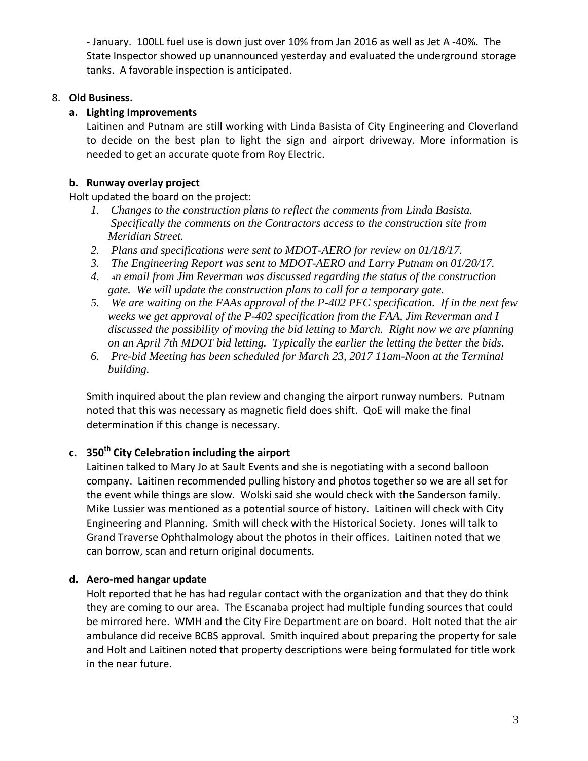- January. 100LL fuel use is down just over 10% from Jan 2016 as well as Jet A -40%. The State Inspector showed up unannounced yesterday and evaluated the underground storage tanks. A favorable inspection is anticipated.

8. **Old Business.**

   **a. Lighting Improvements**

   Laitinen and Putnam are still working with Linda Basista of City Engineering and Cloverland to decide on the best plan to light the sign and airport driveway. More information is needed to get an accurate quote from Roy Electric.

   **b. Runway overlay project**

   Holt updated the board on the project:

   1. *Changes to the construction plans to reflect the comments from Linda Basista. Specifically the comments on the Contractors access to the construction site from Meridian Street.*
   2. *Plans and specifications were sent to MDOT-AERO for review on 01/18/17.*
   3. *The Engineering Report was sent to MDOT-AERO and Larry Putnam on 01/20/17.*
   4. *An email from Jim Reverman was discussed regarding the status of the construction gate. We will update the construction plans to call for a temporary gate.*
   5. *We are waiting on the FAAs approval of the P-402 PFC specification. If in the next few weeks we get approval of the P-402 specification from the FAA, Jim Reverman and I discussed the possibility of moving the bid letting to March. Right now we are planning on an April 7th MDOT bid letting. Typically the earlier the letting the better the bids.*
   6. *Pre-bid Meeting has been scheduled for March 23, 2017 11am-Noon at the Terminal building.*

   Smith inquired about the plan review and changing the airport runway numbers. Putnam noted that this was necessary as magnetic field does shift. QoE will make the final determination if this change is necessary.

   **c. 350th City Celebration including the airport**

   Laitinen talked to Mary Jo at Sault Events and she is negotiating with a second balloon company. Laitinen recommended pulling history and photos together so we are all set for the event while things are slow. Wolski said she would check with the Sanderson family. Mike Lussier was mentioned as a potential source of history. Laitinen will check with City Engineering and Planning. Smith will check with the Historical Society. Jones will talk to Grand Traverse Ophthalmology about the photos in their offices. Laitinen noted that we can borrow, scan and return original documents.

   **d. Aero-med hangar update**

   Holt reported that he has had regular contact with the organization and that they do think they are coming to our area. The Escanaba project had multiple funding sources that could be mirrored here. WMH and the City Fire Department are on board. Holt noted that the air ambulance did receive BCBS approval. Smith inquired about preparing the property for sale and Holt and Laitinen noted that property descriptions were being formulated for title work in the near future.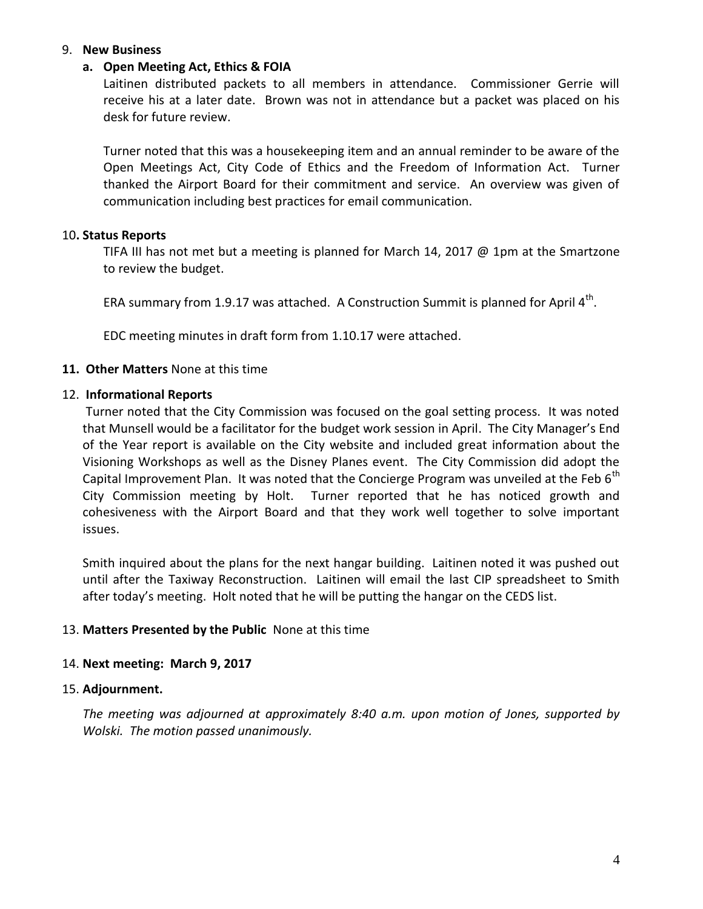9. **New Business**

   **a. Open Meeting Act, Ethics & FOIA**

   Laitinen distributed packets to all members in attendance. Commissioner Gerrie will receive his at a later date. Brown was not in attendance but a packet was placed on his desk for future review.

   Turner noted that this was a housekeeping item and an annual reminder to be aware of the Open Meetings Act, City Code of Ethics and the Freedom of Information Act. Turner thanked the Airport Board for their commitment and service. An overview was given of communication including best practices for email communication.

10. **Status Reports**

   TIFA III has not met but a meeting is planned for March 14, 2017 @ 1pm at the Smartzone to review the budget.

   ERA summary from 1.9.17 was attached. A Construction Summit is planned for April 4th.

   EDC meeting minutes in draft form from 1.10.17 were attached.

11. **Other Matters** None at this time

12. **Informational Reports**

   Turner noted that the City Commission was focused on the goal setting process. It was noted that Munsell would be a facilitator for the budget work session in April. The City Manager's End of the Year report is available on the City website and included great information about the Visioning Workshops as well as the Disney Planes event. The City Commission did adopt the Capital Improvement Plan. It was noted that the Concierge Program was unveiled at the Feb 6th City Commission meeting by Holt. Turner reported that he has noticed growth and cohesiveness with the Airport Board and that they work well together to solve important issues.

   Smith inquired about the plans for the next hangar building. Laitinen noted it was pushed out until after the Taxiway Reconstruction. Laitinen will email the last CIP spreadsheet to Smith after today's meeting. Holt noted that he will be putting the hangar on the CEDS list.

13. **Matters Presented by the Public** None at this time

14. **Next meeting: March 9, 2017**

15. **Adjournment.**

   *The meeting was adjourned at approximately 8:40 a.m. upon motion of Jones, supported by Wolski. The motion passed unanimously.*